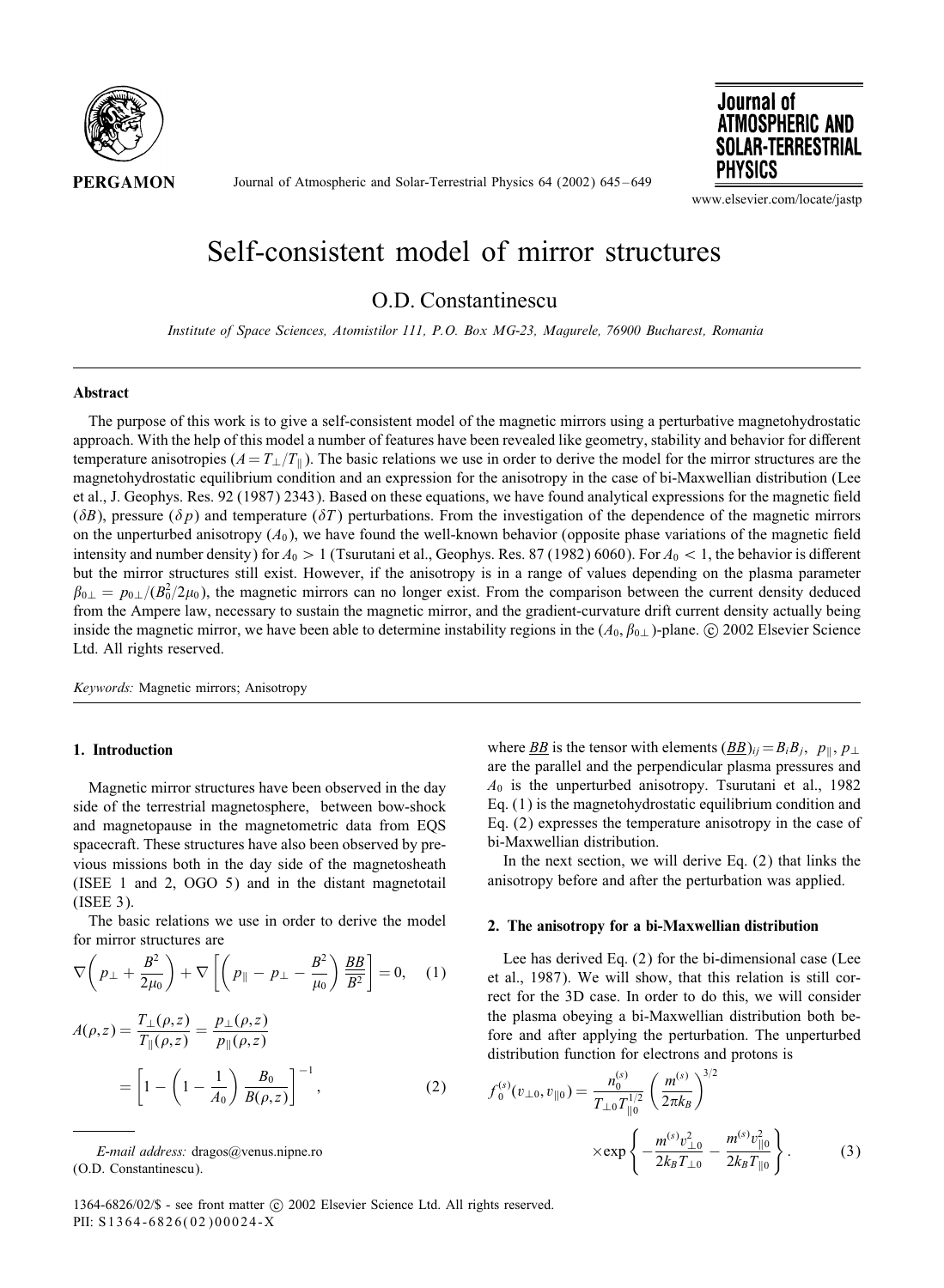# Self-consistent model of mirror structures

O.D. Constantinescu

*Institute of Space Sciences, Atomistilor 111, P.O. Box MG-23, Magurele, 76900 Bucharest, Romania*

## Abstract

The purpose of this work is to give a self-consistent model of the magnetic mirrors using a perturbative magnetohydrostatic approach. With the help of this model a number of features have been revealed like geometry, stability and behavior for different temperature anisotropies ($A = T_\perp/T_\parallel$). The basic relations we use in order to derive the model for the mirror structures are the magnetohydrostatic equilibrium condition and an expression for the anisotropy in the case of bi-Maxwellian distribution (Lee et al., J. Geophys. Res. 92 (1987) 2343). Based on these equations, we have found analytical expressions for the magnetic field ($\delta B$), pressure ($\delta p$) and temperature ($\delta T$) perturbations. From the investigation of the dependence of the magnetic mirrors on the unperturbed anisotropy ($A_0$), we have found the well-known behavior (opposite phase variations of the magnetic field intensity and number density) for $A_0 > 1$ (Tsurutani et al., Geophys. Res. 87 (1982) 6060). For $A_0 < 1$, the behavior is different but the mirror structures still exist. However, if the anisotropy is in a range of values depending on the plasma parameter $\beta_{0\perp} = p_{0\perp}/(B_0^2/2\mu_0)$, the magnetic mirrors can no longer exist. From the comparison between the current density deduced from the Ampere law, necessary to sustain the magnetic mirror, and the gradient-curvature drift current density actually being inside the magnetic mirror, we have been able to determine instability regions in the $(A_0, \beta_{0\perp})$-plane. © 2002 Elsevier Science Ltd. All rights reserved.

*Keywords:* Magnetic mirrors; Anisotropy

## 1. Introduction

Magnetic mirror structures have been observed in the day side of the terrestrial magnetosphere, between bow-shock and magnetopause in the magnetometric data from EQS spacecraft. These structures have also been observed by previous missions both in the day side of the magnetosheath (ISEE 1 and 2, OGO 5) and in the distant magnetotail (ISEE 3).

The basic relations we use in order to derive the model for mirror structures are

$$\nabla\left(p_\perp + \frac{B^2}{2\mu_0}\right) + \nabla\left[\left(p_\parallel - p_\perp - \frac{B^2}{\mu_0}\right)\frac{\underline{BB}}{B^2}\right] = 0, \quad (1)$$

$$A(\rho,z) = \frac{T_\perp(\rho,z)}{T_\parallel(\rho,z)} = \frac{p_\perp(\rho,z)}{p_\parallel(\rho,z)} = \left[1 - \left(1 - \frac{1}{A_0}\right)\frac{B_0}{B(\rho,z)}\right]^{-1}, \quad (2)$$

where $\underline{BB}$ is the tensor with elements $(\underline{BB})_{ij} = B_i B_j$, $p_\parallel, p_\perp$ are the parallel and the perpendicular plasma pressures and $A_0$ is the unperturbed anisotropy. Tsurutani et al., 1982 Eq. (1) is the magnetohydrostatic equilibrium condition and Eq. (2) expresses the temperature anisotropy in the case of bi-Maxwellian distribution.

In the next section, we will derive Eq. (2) that links the anisotropy before and after the perturbation was applied.

## 2. The anisotropy for a bi-Maxwellian distribution

Lee has derived Eq. (2) for the bi-dimensional case (Lee et al., 1987). We will show, that this relation is still correct for the 3D case. In order to do this, we will consider the plasma obeying a bi-Maxwellian distribution both before and after applying the perturbation. The unperturbed distribution function for electrons and protons is

$$f_0^{(s)}(v_{\perp 0}, v_{\parallel 0}) = \frac{n_0^{(s)}}{T_{\perp 0}T_{\parallel 0}^{1/2}}\left(\frac{m^{(s)}}{2\pi k_B}\right)^{3/2} \times \exp\left\{-\frac{m^{(s)}v_{\perp 0}^2}{2k_B T_{\perp 0}} - \frac{m^{(s)}v_{\parallel 0}^2}{2k_B T_{\parallel 0}}\right\}. \quad (3)$$

---

*E-mail address:* dragos@venus.nipne.ro (O.D. Constantinescu).

1364-6826/02/$ - see front matter © 2002 Elsevier Science Ltd. All rights reserved.
PII: S1364-6826(02)00024-X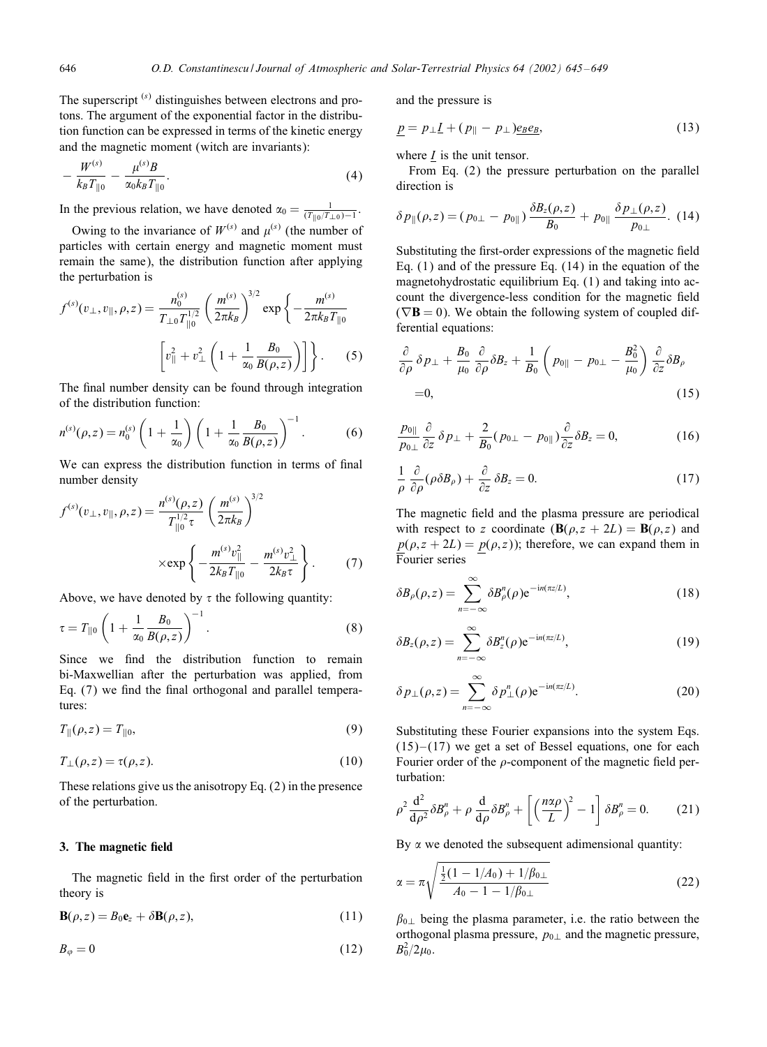The superscript $^{(s)}$ distinguishes between electrons and protons. The argument of the exponential factor in the distribution function can be expressed in terms of the kinetic energy and the magnetic moment (witch are invariants):

$$-\frac{W^{(s)}}{k_B T_{\|0}} - \frac{\mu^{(s)} B}{\alpha_0 k_B T_{\|0}}. \tag{4}$$

In the previous relation, we have denoted $\alpha_0 = \frac{1}{(T_{\|0}/T_{\perp 0})-1}$.

Owing to the invariance of $W^{(s)}$ and $\mu^{(s)}$ (the number of particles with certain energy and magnetic moment must remain the same), the distribution function after applying the perturbation is

$$f^{(s)}(v_\perp, v_\|, \rho, z) = \frac{n_0^{(s)}}{T_{\perp 0} T_{\|0}^{1/2}} \left(\frac{m^{(s)}}{2\pi k_B}\right)^{3/2} \exp\left\{-\frac{m^{(s)}}{2\pi k_B T_{\|0}} \left[v_\|^2 + v_\perp^2 \left(1 + \frac{1}{\alpha_0}\frac{B_0}{B(\rho,z)}\right)\right]\right\}. \tag{5}$$

The final number density can be found through integration of the distribution function:

$$n^{(s)}(\rho,z) = n_0^{(s)} \left(1 + \frac{1}{\alpha_0}\right)\left(1 + \frac{1}{\alpha_0}\frac{B_0}{B(\rho,z)}\right)^{-1}. \tag{6}$$

We can express the distribution function in terms of final number density

$$f^{(s)}(v_\perp, v_\|, \rho, z) = \frac{n^{(s)}(\rho,z)}{T_{\|0}^{1/2}\tau}\left(\frac{m^{(s)}}{2\pi k_B}\right)^{3/2} \times \exp\left\{-\frac{m^{(s)} v_\|^2}{2k_B T_{\|0}} - \frac{m^{(s)} v_\perp^2}{2k_B \tau}\right\}. \tag{7}$$

Above, we have denoted by $\tau$ the following quantity:

$$\tau = T_{\|0}\left(1 + \frac{1}{\alpha_0}\frac{B_0}{B(\rho,z)}\right)^{-1}. \tag{8}$$

Since we find the distribution function to remain bi-Maxwellian after the perturbation was applied, from Eq. (7) we find the final orthogonal and parallel temperatures:

$$T_\|(\rho,z) = T_{\|0}, \tag{9}$$

$$T_\perp(\rho,z) = \tau(\rho,z). \tag{10}$$

These relations give us the anisotropy Eq. (2) in the presence of the perturbation.

## 3. The magnetic field

The magnetic field in the first order of the perturbation theory is

$$\mathbf{B}(\rho,z) = B_0\mathbf{e}_z + \delta\mathbf{B}(\rho,z), \tag{11}$$

$$B_\varphi = 0 \tag{12}$$

and the pressure is

$$\underline{p} = p_\perp \underline{I} + (p_\| - p_\perp)\underline{e_B e_B}, \tag{13}$$

where $\underline{I}$ is the unit tensor.

From Eq. (2) the pressure perturbation on the parallel direction is

$$\delta p_\|(\rho,z) = (p_{0\perp} - p_{0\|})\frac{\delta B_z(\rho,z)}{B_0} + p_{0\|}\frac{\delta p_\perp(\rho,z)}{p_{0\perp}}. \tag{14}$$

Substituting the first-order expressions of the magnetic field Eq. (1) and of the pressure Eq. (14) in the equation of the magnetohydrostatic equilibrium Eq. (1) and taking into account the divergence-less condition for the magnetic field ($\nabla\mathbf{B} = 0$). We obtain the following system of coupled differential equations:

$$\frac{\partial}{\partial\rho}\delta p_\perp + \frac{B_0}{\mu_0}\frac{\partial}{\partial\rho}\delta B_z + \frac{1}{B_0}\left(p_{0\|} - p_{0\perp} - \frac{B_0^2}{\mu_0}\right)\frac{\partial}{\partial z}\delta B_\rho = 0, \tag{15}$$

$$\frac{p_{0\|}}{p_{0\perp}}\frac{\partial}{\partial z}\delta p_\perp + \frac{2}{B_0}(p_{0\perp} - p_{0\|})\frac{\partial}{\partial z}\delta B_z = 0, \tag{16}$$

$$\frac{1}{\rho}\frac{\partial}{\partial\rho}(\rho\delta B_\rho) + \frac{\partial}{\partial z}\delta B_z = 0. \tag{17}$$

The magnetic field and the plasma pressure are periodical with respect to $z$ coordinate ($\mathbf{B}(\rho, z+2L) = \mathbf{B}(\rho,z)$ and $\underline{p}(\rho, z+2L) = \underline{p}(\rho,z)$); therefore, we can expand them in Fourier series

$$\delta B_\rho(\rho,z) = \sum_{n=-\infty}^{\infty}\delta B_\rho^n(\rho)\mathrm{e}^{-\mathrm{i}n(\pi z/L)}, \tag{18}$$

$$\delta B_z(\rho,z) = \sum_{n=-\infty}^{\infty}\delta B_z^n(\rho)\mathrm{e}^{-\mathrm{i}n(\pi z/L)}, \tag{19}$$

$$\delta p_\perp(\rho,z) = \sum_{n=-\infty}^{\infty}\delta p_\perp^n(\rho)\mathrm{e}^{-\mathrm{i}n(\pi z/L)}. \tag{20}$$

Substituting these Fourier expansions into the system Eqs. (15)–(17) we get a set of Bessel equations, one for each Fourier order of the $\rho$-component of the magnetic field perturbation:

$$\rho^2\frac{\mathrm{d}^2}{\mathrm{d}\rho^2}\delta B_\rho^n + \rho\frac{\mathrm{d}}{\mathrm{d}\rho}\delta B_\rho^n + \left[\left(\frac{n\alpha\rho}{L}\right)^2 - 1\right]\delta B_\rho^n = 0. \tag{21}$$

By $\alpha$ we denoted the subsequent adimensional quantity:

$$\alpha = \pi\sqrt{\frac{\frac{1}{2}(1 - 1/A_0) + 1/\beta_{0\perp}}{A_0 - 1 - 1/\beta_{0\perp}}} \tag{22}$$

$\beta_{0\perp}$ being the plasma parameter, i.e. the ratio between the orthogonal plasma pressure, $p_{0\perp}$ and the magnetic pressure, $B_0^2/2\mu_0$.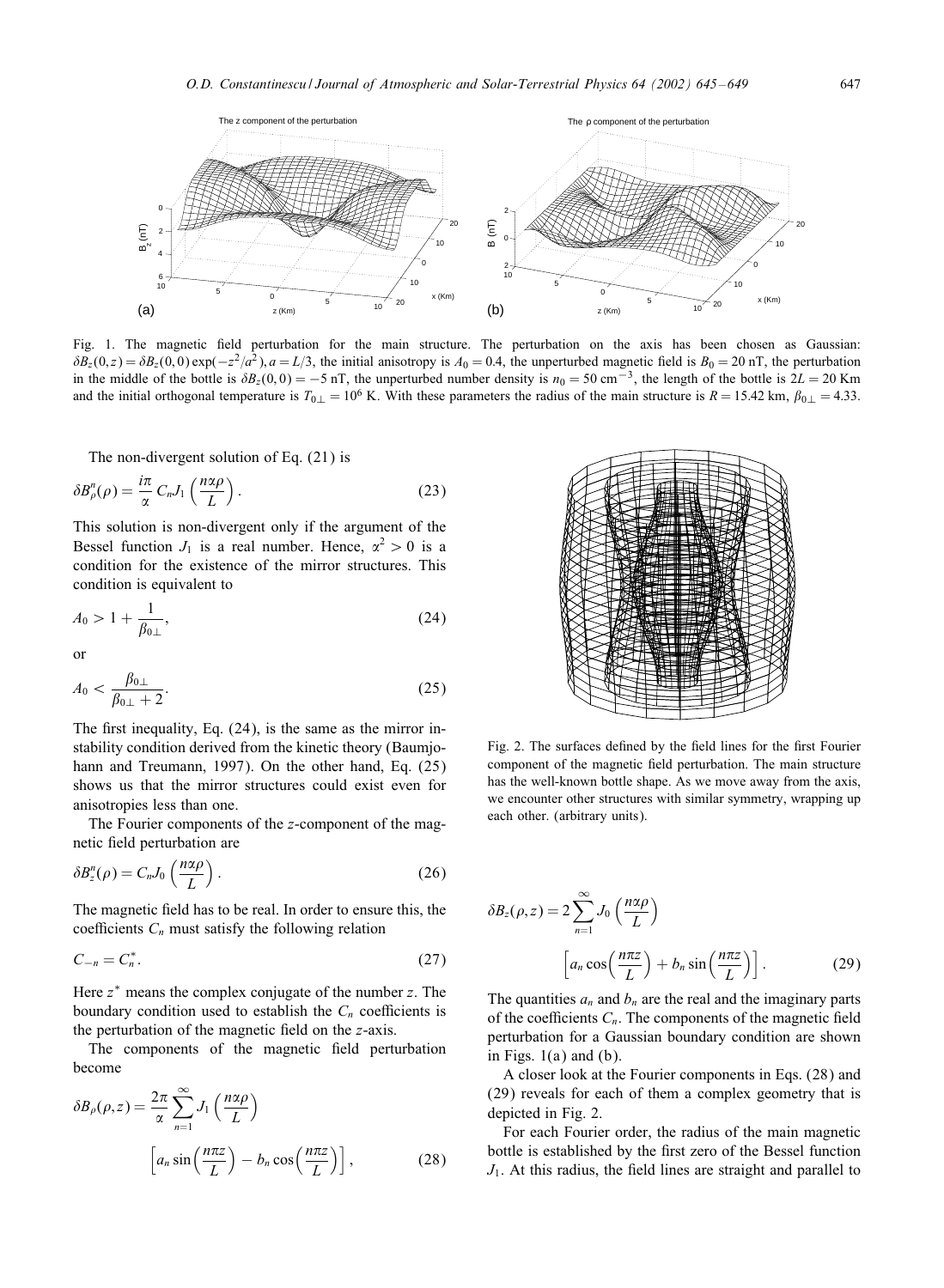Fig. 1. The magnetic field perturbation for the main structure. The perturbation on the axis has been chosen as Gaussian: $\delta B_z(0,z) = \delta B_z(0,0)\exp(-z^2/a^2)$, $a = L/3$, the initial anisotropy is $A_0 = 0.4$, the unperturbed magnetic field is $B_0 = 20$ nT, the perturbation in the middle of the bottle is $\delta B_z(0,0) = -5$ nT, the unperturbed number density is $n_0 = 50\ \mathrm{cm}^{-3}$, the length of the bottle is $2L = 20$ Km and the initial orthogonal temperature is $T_{0\perp} = 10^6$ K. With these parameters the radius of the main structure is $R = 15.42$ km, $\beta_{0\perp} = 4.33$.

The non-divergent solution of Eq. (21) is

$$\delta B_\rho^n(\rho) = \frac{i\pi}{\alpha} C_n J_1\left(\frac{n\alpha\rho}{L}\right). \tag{23}$$

This solution is non-divergent only if the argument of the Bessel function $J_1$ is a real number. Hence, $\alpha^2 > 0$ is a condition for the existence of the mirror structures. This condition is equivalent to

$$A_0 > 1 + \frac{1}{\beta_{0\perp}}, \tag{24}$$

or

$$A_0 < \frac{\beta_{0\perp}}{\beta_{0\perp} + 2}. \tag{25}$$

The first inequality, Eq. (24), is the same as the mirror instability condition derived from the kinetic theory (Baumjohann and Treumann, 1997). On the other hand, Eq. (25) shows us that the mirror structures could exist even for anisotropies less than one.

The Fourier components of the $z$-component of the magnetic field perturbation are

$$\delta B_z^n(\rho) = C_n J_0\left(\frac{n\alpha\rho}{L}\right). \tag{26}$$

The magnetic field has to be real. In order to ensure this, the coefficients $C_n$ must satisfy the following relation

$$C_{-n} = C_n^*. \tag{27}$$

Here $z^*$ means the complex conjugate of the number $z$. The boundary condition used to establish the $C_n$ coefficients is the perturbation of the magnetic field on the $z$-axis.

The components of the magnetic field perturbation become

$$\delta B_\rho(\rho,z) = \frac{2\pi}{\alpha}\sum_{n=1}^{\infty} J_1\left(\frac{n\alpha\rho}{L}\right)\left[a_n \sin\left(\frac{n\pi z}{L}\right) - b_n \cos\left(\frac{n\pi z}{L}\right)\right], \tag{28}$$

Fig. 2. The surfaces defined by the field lines for the first Fourier component of the magnetic field perturbation. The main structure has the well-known bottle shape. As we move away from the axis, we encounter other structures with similar symmetry, wrapping up each other. (arbitrary units).

$$\delta B_z(\rho,z) = 2\sum_{n=1}^{\infty} J_0\left(\frac{n\alpha\rho}{L}\right)\left[a_n \cos\left(\frac{n\pi z}{L}\right) + b_n \sin\left(\frac{n\pi z}{L}\right)\right]. \tag{29}$$

The quantities $a_n$ and $b_n$ are the real and the imaginary parts of the coefficients $C_n$. The components of the magnetic field perturbation for a Gaussian boundary condition are shown in Figs. 1(a) and (b).

A closer look at the Fourier components in Eqs. (28) and (29) reveals for each of them a complex geometry that is depicted in Fig. 2.

For each Fourier order, the radius of the main magnetic bottle is established by the first zero of the Bessel function $J_1$. At this radius, the field lines are straight and parallel to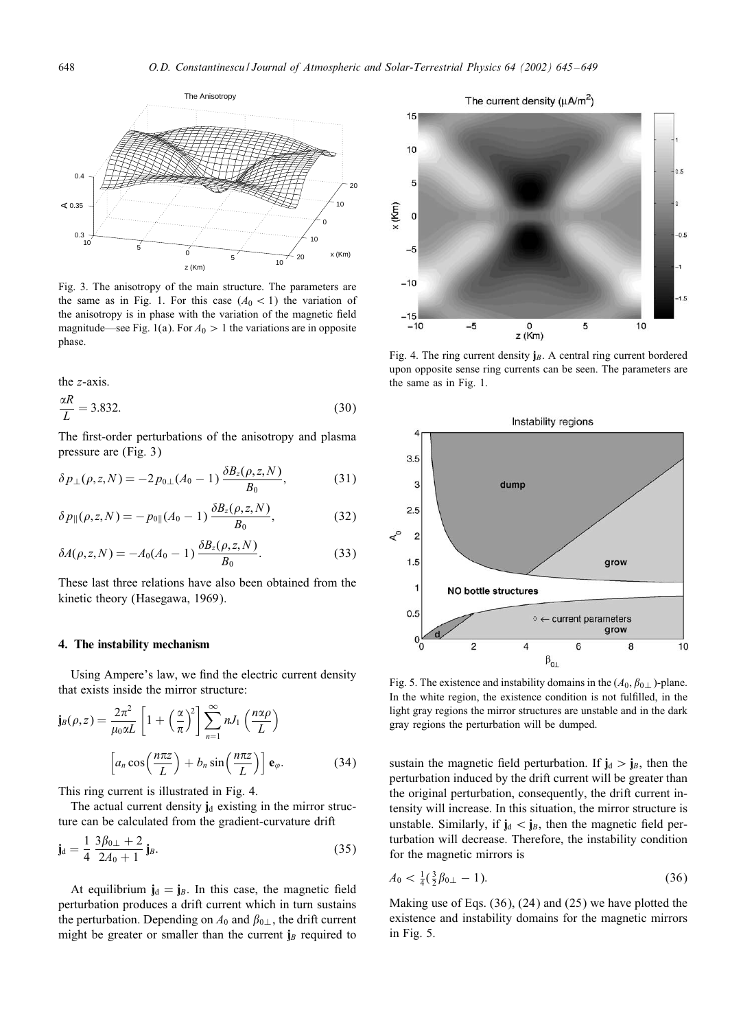Fig. 3. The anisotropy of the main structure. The parameters are the same as in Fig. 1. For this case ($A_0 < 1$) the variation of the anisotropy is in phase with the variation of the magnetic field magnitude—see Fig. 1(a). For $A_0 > 1$ the variations are in opposite phase.

the $z$-axis.

$$\frac{\alpha R}{L} = 3.832. \tag{30}$$

The first-order perturbations of the anisotropy and plasma pressure are (Fig. 3)

$$\delta p_{\perp}(\rho, z, N) = -2 p_{0\perp}(A_0 - 1) \frac{\delta B_z(\rho, z, N)}{B_0}, \tag{31}$$

$$\delta p_{\|}(\rho, z, N) = -p_{0\|}(A_0 - 1) \frac{\delta B_z(\rho, z, N)}{B_0}, \tag{32}$$

$$\delta A(\rho, z, N) = -A_0(A_0 - 1) \frac{\delta B_z(\rho, z, N)}{B_0}. \tag{33}$$

These last three relations have also been obtained from the kinetic theory (Hasegawa, 1969).

## 4. The instability mechanism

Using Ampere's law, we find the electric current density that exists inside the mirror structure:

$$\mathbf{j}_B(\rho, z) = \frac{2\pi^2}{\mu_0 \alpha L} \left[1 + \left(\frac{\alpha}{\pi}\right)^2\right] \sum_{n=1}^{\infty} n J_1\left(\frac{n\alpha\rho}{L}\right) \left[a_n \cos\left(\frac{n\pi z}{L}\right) + b_n \sin\left(\frac{n\pi z}{L}\right)\right] \mathbf{e}_{\varphi}. \tag{34}$$

This ring current is illustrated in Fig. 4.

The actual current density $\mathbf{j}_d$ existing in the mirror structure can be calculated from the gradient-curvature drift

$$\mathbf{j}_d = \frac{1}{4} \frac{3\beta_{0\perp} + 2}{2A_0 + 1} \mathbf{j}_B. \tag{35}$$

At equilibrium $\mathbf{j}_d = \mathbf{j}_B$. In this case, the magnetic field perturbation produces a drift current which in turn sustains the perturbation. Depending on $A_0$ and $\beta_{0\perp}$, the drift current might be greater or smaller than the current $\mathbf{j}_B$ required to sustain the magnetic field perturbation. If $\mathbf{j}_d > \mathbf{j}_B$, then the perturbation induced by the drift current will be greater than the original perturbation, consequently, the drift current intensity will increase. In this situation, the mirror structure is unstable. Similarly, if $\mathbf{j}_d < \mathbf{j}_B$, then the magnetic field perturbation will decrease. Therefore, the instability condition for the magnetic mirrors is

$$A_0 < \tfrac{1}{4}(\tfrac{3}{2}\beta_{0\perp} - 1). \tag{36}$$

Making use of Eqs. (36), (24) and (25) we have plotted the existence and instability domains for the magnetic mirrors in Fig. 5.

Fig. 4. The ring current density $\mathbf{j}_B$. A central ring current bordered upon opposite sense ring currents can be seen. The parameters are the same as in Fig. 1.

Fig. 5. The existence and instability domains in the $(A_0, \beta_{0\perp})$-plane. In the white region, the existence condition is not fulfilled, in the light gray regions the mirror structures are unstable and in the dark gray regions the perturbation will be dumped.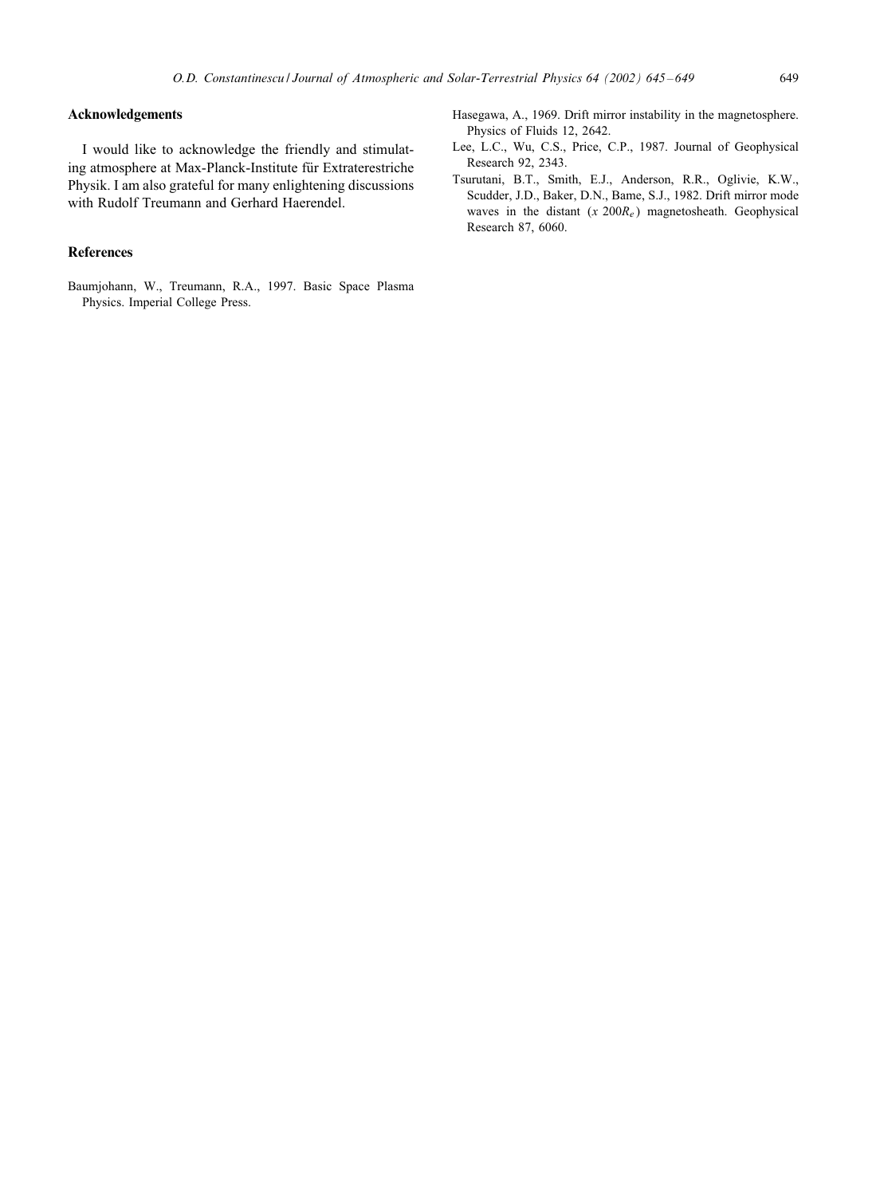## Acknowledgements

I would like to acknowledge the friendly and stimulating atmosphere at Max-Planck-Institute für Extraterestriche Physik. I am also grateful for many enlightening discussions with Rudolf Treumann and Gerhard Haerendel.

## References

Baumjohann, W., Treumann, R.A., 1997. Basic Space Plasma Physics. Imperial College Press.

Hasegawa, A., 1969. Drift mirror instability in the magnetosphere. Physics of Fluids 12, 2642.

Lee, L.C., Wu, C.S., Price, C.P., 1987. Journal of Geophysical Research 92, 2343.

Tsurutani, B.T., Smith, E.J., Anderson, R.R., Oglivie, K.W., Scudder, J.D., Baker, D.N., Bame, S.J., 1982. Drift mirror mode waves in the distant ($x$ $200R_e$) magnetosheath. Geophysical Research 87, 6060.